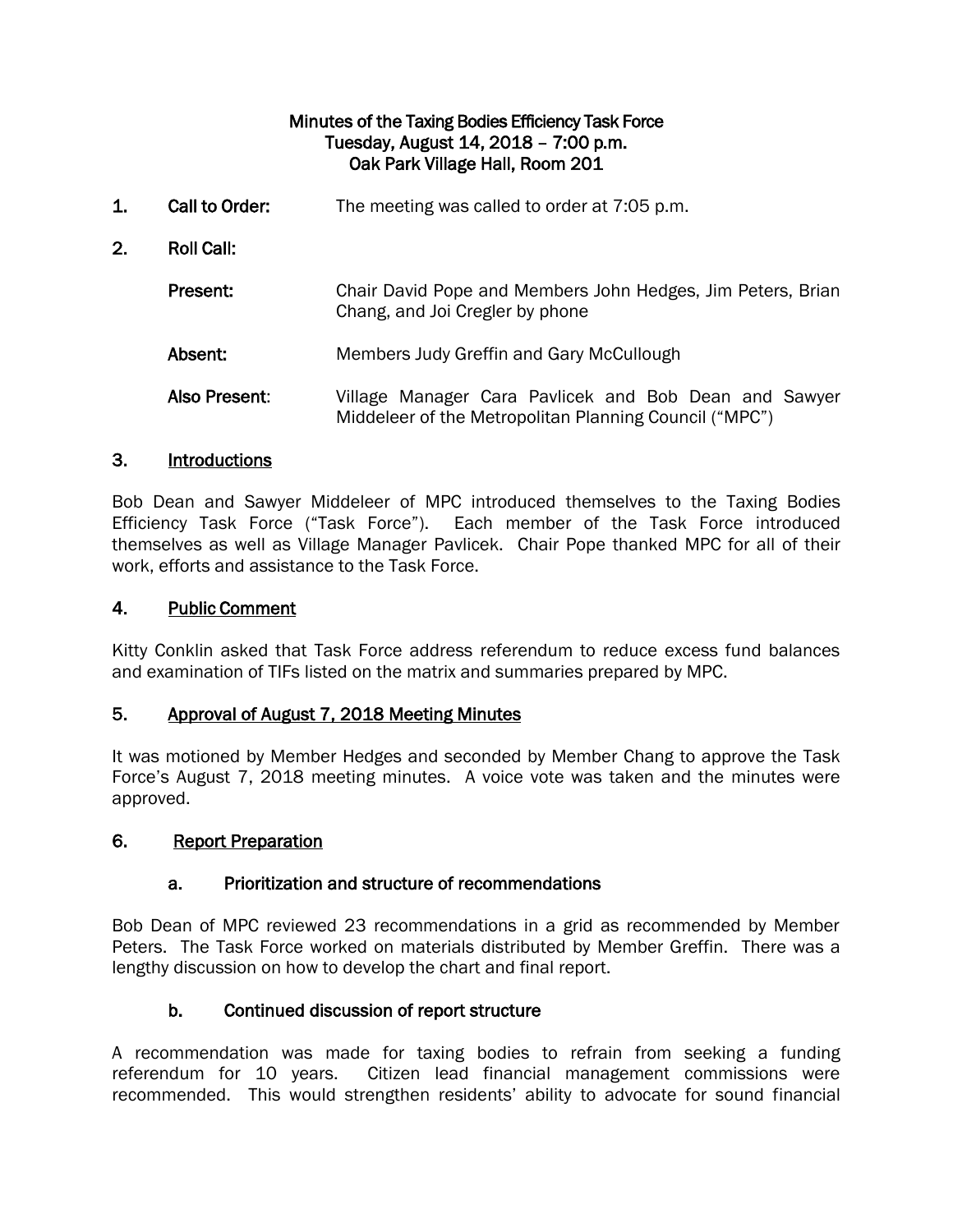# Minutes of the Taxing Bodies Efficiency Task Force
## Tuesday, August 14, 2018 – 7:00 p.m.
## Oak Park Village Hall, Room 201

**1. Call to Order:** The meeting was called to order at 7:05 p.m.

**2. Roll Call:**

**Present:** Chair David Pope and Members John Hedges, Jim Peters, Brian Chang, and Joi Cregler by phone

**Absent:** Members Judy Greffin and Gary McCullough

**Also Present:** Village Manager Cara Pavlicek and Bob Dean and Sawyer Middeleer of the Metropolitan Planning Council ("MPC")

### 3. Introductions

Bob Dean and Sawyer Middeleer of MPC introduced themselves to the Taxing Bodies Efficiency Task Force ("Task Force"). Each member of the Task Force introduced themselves as well as Village Manager Pavlicek. Chair Pope thanked MPC for all of their work, efforts and assistance to the Task Force.

### 4. Public Comment

Kitty Conklin asked that Task Force address referendum to reduce excess fund balances and examination of TIFs listed on the matrix and summaries prepared by MPC.

### 5. Approval of August 7, 2018 Meeting Minutes

It was motioned by Member Hedges and seconded by Member Chang to approve the Task Force's August 7, 2018 meeting minutes. A voice vote was taken and the minutes were approved.

### 6. Report Preparation

#### a. Prioritization and structure of recommendations

Bob Dean of MPC reviewed 23 recommendations in a grid as recommended by Member Peters. The Task Force worked on materials distributed by Member Greffin. There was a lengthy discussion on how to develop the chart and final report.

#### b. Continued discussion of report structure

A recommendation was made for taxing bodies to refrain from seeking a funding referendum for 10 years. Citizen lead financial management commissions were recommended. This would strengthen residents' ability to advocate for sound financial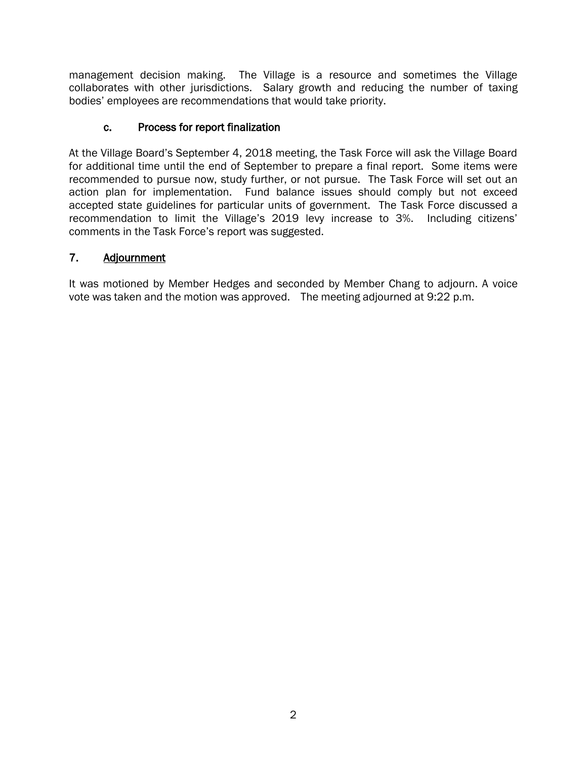management decision making. The Village is a resource and sometimes the Village collaborates with other jurisdictions. Salary growth and reducing the number of taxing bodies' employees are recommendations that would take priority.

### c. Process for report finalization

At the Village Board's September 4, 2018 meeting, the Task Force will ask the Village Board for additional time until the end of September to prepare a final report. Some items were recommended to pursue now, study further, or not pursue. The Task Force will set out an action plan for implementation. Fund balance issues should comply but not exceed accepted state guidelines for particular units of government. The Task Force discussed a recommendation to limit the Village's 2019 levy increase to 3%. Including citizens' comments in the Task Force's report was suggested.

## 7. Adjournment

It was motioned by Member Hedges and seconded by Member Chang to adjourn. A voice vote was taken and the motion was approved. The meeting adjourned at 9:22 p.m.